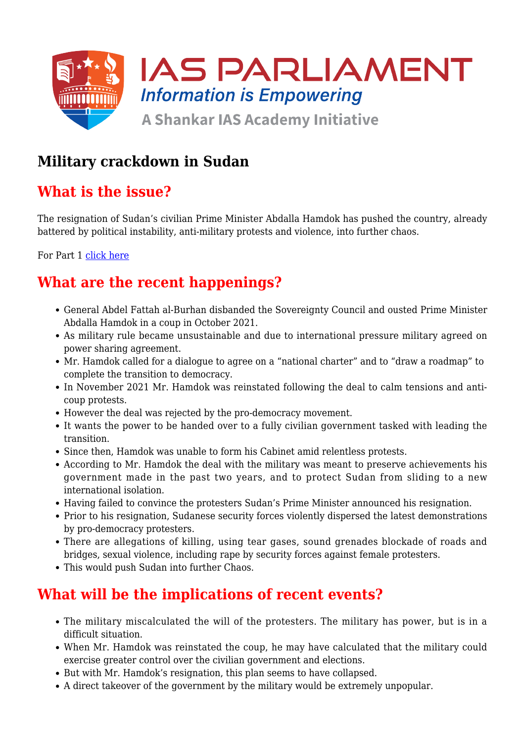# Military crackdown in Sudan

## What is the issue?

The resignation of Sudan's civilian Prime Minister Abdalla Hamdok has pushed the country, already battered by political instability, anti-military protests and violence, into further chaos.

For Part 1 [click here]

## What are the recent happenings?

- General Abdel Fattah al-Burhan disbanded the Sovereignty Council and ousted Prime Minister Abdalla Hamdok in a coup in October 2021.
- As military rule became unsustainable and due to international pressure military agreed on power sharing agreement.
- Mr. Hamdok called for a dialogue to agree on a "national charter" and to "draw a roadmap" to complete the transition to democracy.
- In November 2021 Mr. Hamdok was reinstated following the deal to calm tensions and anti-coup protests.
- However the deal was rejected by the pro-democracy movement.
- It wants the power to be handed over to a fully civilian government tasked with leading the transition.
- Since then, Hamdok was unable to form his Cabinet amid relentless protests.
- According to Mr. Hamdok the deal with the military was meant to preserve achievements his government made in the past two years, and to protect Sudan from sliding to a new international isolation.
- Having failed to convince the protesters Sudan's Prime Minister announced his resignation.
- Prior to his resignation, Sudanese security forces violently dispersed the latest demonstrations by pro-democracy protesters.
- There are allegations of killing, using tear gases, sound grenades blockade of roads and bridges, sexual violence, including rape by security forces against female protesters.
- This would push Sudan into further Chaos.

## What will be the implications of recent events?

- The military miscalculated the will of the protesters. The military has power, but is in a difficult situation.
- When Mr. Hamdok was reinstated the coup, he may have calculated that the military could exercise greater control over the civilian government and elections.
- But with Mr. Hamdok's resignation, this plan seems to have collapsed.
- A direct takeover of the government by the military would be extremely unpopular.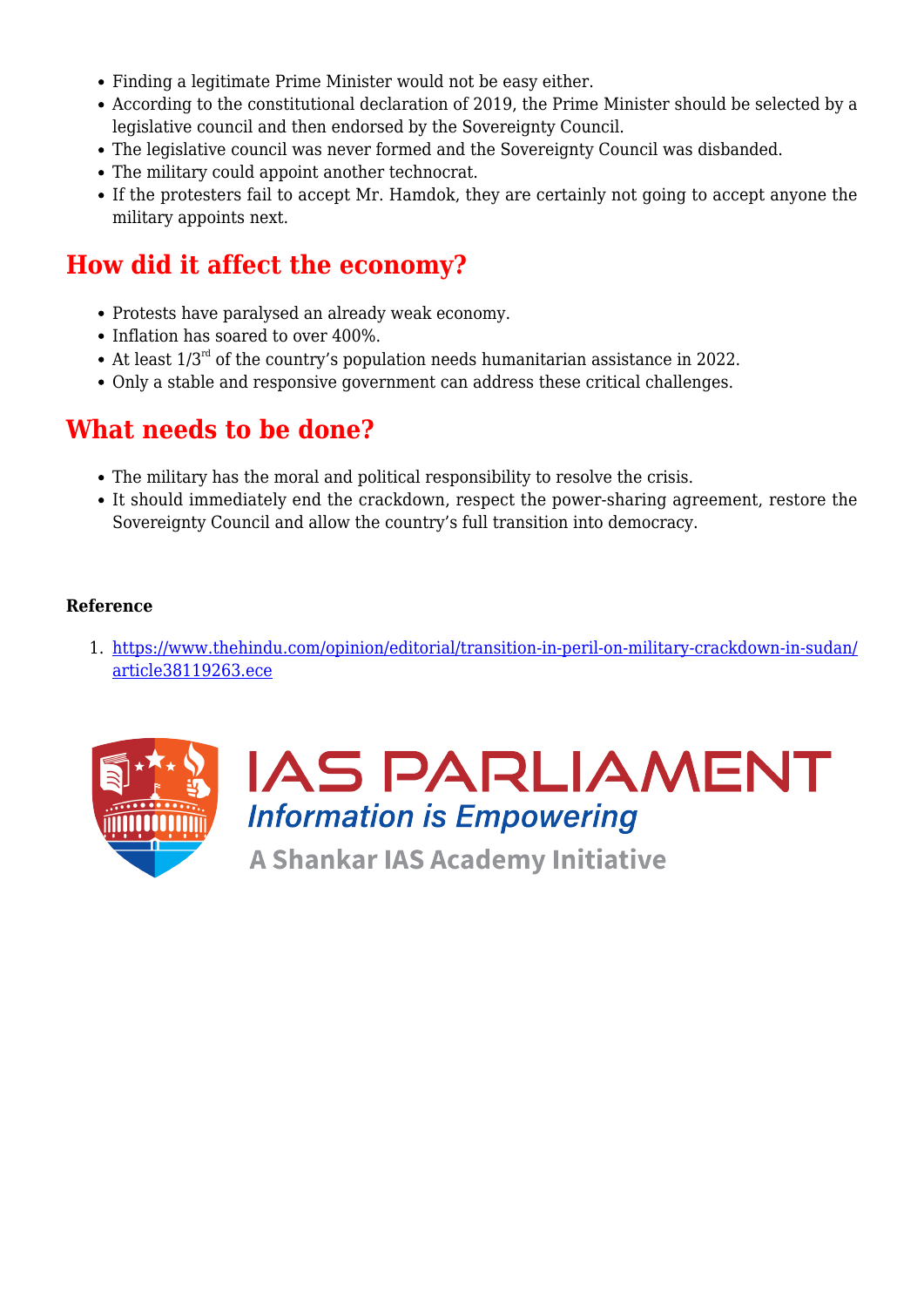- Finding a legitimate Prime Minister would not be easy either.
- According to the constitutional declaration of 2019, the Prime Minister should be selected by a legislative council and then endorsed by the Sovereignty Council.
- The legislative council was never formed and the Sovereignty Council was disbanded.
- The military could appoint another technocrat.
- If the protesters fail to accept Mr. Hamdok, they are certainly not going to accept anyone the military appoints next.

## How did it affect the economy?

- Protests have paralysed an already weak economy.
- Inflation has soared to over 400%.
- At least 1/3rd of the country's population needs humanitarian assistance in 2022.
- Only a stable and responsive government can address these critical challenges.

## What needs to be done?

- The military has the moral and political responsibility to resolve the crisis.
- It should immediately end the crackdown, respect the power-sharing agreement, restore the Sovereignty Council and allow the country's full transition into democracy.

**Reference**

1. https://www.thehindu.com/opinion/editorial/transition-in-peril-on-military-crackdown-in-sudan/article38119263.ece

IAS PARLIAMENT
*Information is Empowering*
A Shankar IAS Academy Initiative